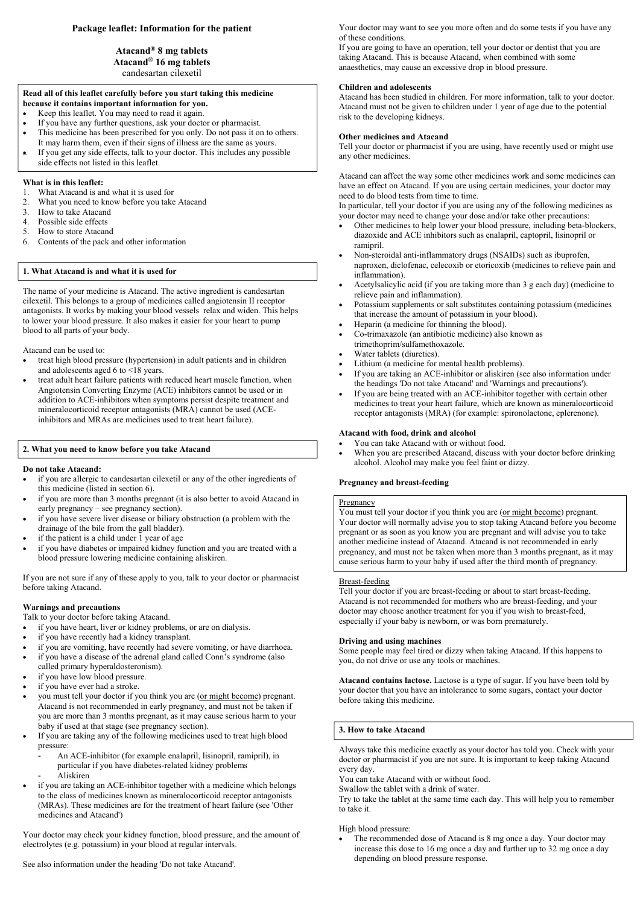# Package leaflet: Information for the patient

**Atacand® 8 mg tablets**
**Atacand® 16 mg tablets**
candesartan cilexetil

**Read all of this leaflet carefully before you start taking this medicine because it contains important information for you.**
- Keep this leaflet. You may need to read it again.
- If you have any further questions, ask your doctor or pharmacist.
- This medicine has been prescribed for you only. Do not pass it on to others. It may harm them, even if their signs of illness are the same as yours.
- If you get any side effects, talk to your doctor. This includes any possible side effects not listed in this leaflet.

**What is in this leaflet:**
1. What Atacand is and what it is used for
2. What you need to know before you take Atacand
3. How to take Atacand
4. Possible side effects
5. How to store Atacand
6. Contents of the pack and other information

## 1. What Atacand is and what it is used for

The name of your medicine is Atacand. The active ingredient is candesartan cilexetil. This belongs to a group of medicines called angiotensin II receptor antagonists. It works by making your blood vessels relax and widen. This helps to lower your blood pressure. It also makes it easier for your heart to pump blood to all parts of your body.

Atacand can be used to:
- treat high blood pressure (hypertension) in adult patients and in children and adolescents aged 6 to <18 years.
- treat adult heart failure patients with reduced heart muscle function, when Angiotensin Converting Enzyme (ACE) inhibitors cannot be used or in addition to ACE-inhibitors when symptoms persist despite treatment and mineralocorticoid receptor antagonists (MRA) cannot be used (ACE-inhibitors and MRAs are medicines used to treat heart failure).

## 2. What you need to know before you take Atacand

**Do not take Atacand:**
- if you are allergic to candesartan cilexetil or any of the other ingredients of this medicine (listed in section 6).
- if you are more than 3 months pregnant (it is also better to avoid Atacand in early pregnancy – see pregnancy section).
- if you have severe liver disease or biliary obstruction (a problem with the drainage of the bile from the gall bladder).
- if the patient is a child under 1 year of age
- if you have diabetes or impaired kidney function and you are treated with a blood pressure lowering medicine containing aliskiren.

If you are not sure if any of these apply to you, talk to your doctor or pharmacist before taking Atacand.

**Warnings and precautions**
Talk to your doctor before taking Atacand.
- if you have heart, liver or kidney problems, or are on dialysis.
- if you have recently had a kidney transplant.
- if you are vomiting, have recently had severe vomiting, or have diarrhoea.
- if you have a disease of the adrenal gland called Conn's syndrome (also called primary hyperaldosteronism).
- if you have low blood pressure.
- if you have ever had a stroke.
- you must tell your doctor if you think you are (or might become) pregnant. Atacand is not recommended in early pregnancy, and must not be taken if you are more than 3 months pregnant, as it may cause serious harm to your baby if used at that stage (see pregnancy section).
- If you are taking any of the following medicines used to treat high blood pressure:
  - An ACE-inhibitor (for example enalapril, lisinopril, ramipril), in particular if you have diabetes-related kidney problems
  - Aliskiren
- if you are taking an ACE-inhibitor together with a medicine which belongs to the class of medicines known as mineralocorticoid receptor antagonists (MRAs). These medicines are for the treatment of heart failure (see 'Other medicines and Atacand')

Your doctor may check your kidney function, blood pressure, and the amount of electrolytes (e.g. potassium) in your blood at regular intervals.

See also information under the heading 'Do not take Atacand'.

Your doctor may want to see you more often and do some tests if you have any of these conditions.
If you are going to have an operation, tell your doctor or dentist that you are taking Atacand. This is because Atacand, when combined with some anaesthetics, may cause an excessive drop in blood pressure.

**Children and adolescents**
Atacand has been studied in children. For more information, talk to your doctor. Atacand must not be given to children under 1 year of age due to the potential risk to the developing kidneys.

**Other medicines and Atacand**
Tell your doctor or pharmacist if you are using, have recently used or might use any other medicines.

Atacand can affect the way some other medicines work and some medicines can have an effect on Atacand. If you are using certain medicines, your doctor may need to do blood tests from time to time.
In particular, tell your doctor if you are using any of the following medicines as your doctor may need to change your dose and/or take other precautions:
- Other medicines to help lower your blood pressure, including beta-blockers, diazoxide and ACE inhibitors such as enalapril, captopril, lisinopril or ramipril.
- Non-steroidal anti-inflammatory drugs (NSAIDs) such as ibuprofen, naproxen, diclofenac, celecoxib or etoricoxib (medicines to relieve pain and inflammation).
- Acetylsalicylic acid (if you are taking more than 3 g each day) (medicine to relieve pain and inflammation).
- Potassium supplements or salt substitutes containing potassium (medicines that increase the amount of potassium in your blood).
- Heparin (a medicine for thinning the blood).
- Co-trimaxazole (an antibiotic medicine) also known as trimethoprim/sulfamethoxazole.
- Water tablets (diuretics).
- Lithium (a medicine for mental health problems).
- If you are taking an ACE-inhibitor or aliskiren (see also information under the headings 'Do not take Atacand' and 'Warnings and precautions').
- If you are being treated with an ACE-inhibitor together with certain other medicines to treat your heart failure, which are known as mineralocorticoid receptor antagonists (MRA) (for example: spironolactone, eplerenone).

**Atacand with food, drink and alcohol**
- You can take Atacand with or without food.
- When you are prescribed Atacand, discuss with your doctor before drinking alcohol. Alcohol may make you feel faint or dizzy.

**Pregnancy and breast-feeding**

Pregnancy
You must tell your doctor if you think you are (or might become) pregnant. Your doctor will normally advise you to stop taking Atacand before you become pregnant or as soon as you know you are pregnant and will advise you to take another medicine instead of Atacand. Atacand is not recommended in early pregnancy, and must not be taken when more than 3 months pregnant, as it may cause serious harm to your baby if used after the third month of pregnancy.

Breast-feeding
Tell your doctor if you are breast-feeding or about to start breast-feeding. Atacand is not recommended for mothers who are breast-feeding, and your doctor may choose another treatment for you if you wish to breast-feed, especially if your baby is newborn, or was born prematurely.

**Driving and using machines**
Some people may feel tired or dizzy when taking Atacand. If this happens to you, do not drive or use any tools or machines.

**Atacand contains lactose.** Lactose is a type of sugar. If you have been told by your doctor that you have an intolerance to some sugars, contact your doctor before taking this medicine.

## 3. How to take Atacand

Always take this medicine exactly as your doctor has told you. Check with your doctor or pharmacist if you are not sure. It is important to keep taking Atacand every day.
You can take Atacand with or without food.
Swallow the tablet with a drink of water.
Try to take the tablet at the same time each day. This will help you to remember to take it.

High blood pressure:
- The recommended dose of Atacand is 8 mg once a day. Your doctor may increase this dose to 16 mg once a day and further up to 32 mg once a day depending on blood pressure response.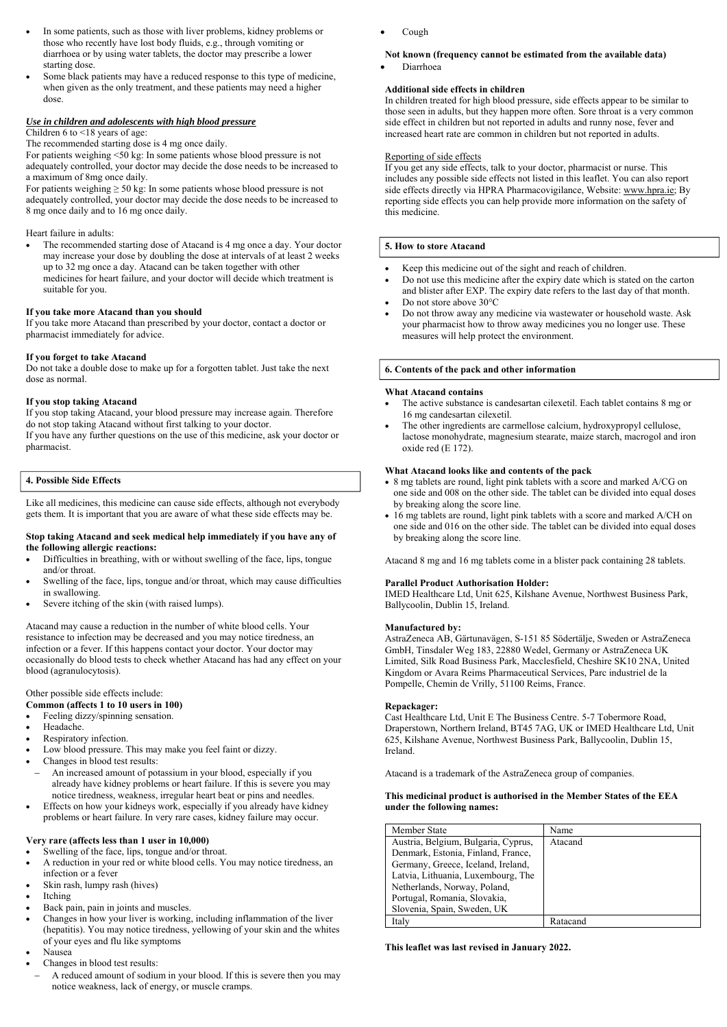- In some patients, such as those with liver problems, kidney problems or those who recently have lost body fluids, e.g., through vomiting or diarrhoea or by using water tablets, the doctor may prescribe a lower starting dose.
- Some black patients may have a reduced response to this type of medicine, when given as the only treatment, and these patients may need a higher dose.

***Use in children and adolescents with high blood pressure***

Children 6 to <18 years of age:

The recommended starting dose is 4 mg once daily.

For patients weighing <50 kg: In some patients whose blood pressure is not adequately controlled, your doctor may decide the dose needs to be increased to a maximum of 8mg once daily.

For patients weighing ≥ 50 kg: In some patients whose blood pressure is not adequately controlled, your doctor may decide the dose needs to be increased to 8 mg once daily and to 16 mg once daily.

Heart failure in adults:

- The recommended starting dose of Atacand is 4 mg once a day. Your doctor may increase your dose by doubling the dose at intervals of at least 2 weeks up to 32 mg once a day. Atacand can be taken together with other medicines for heart failure, and your doctor will decide which treatment is suitable for you.

**If you take more Atacand than you should**

If you take more Atacand than prescribed by your doctor, contact a doctor or pharmacist immediately for advice.

**If you forget to take Atacand**

Do not take a double dose to make up for a forgotten tablet. Just take the next dose as normal.

**If you stop taking Atacand**

If you stop taking Atacand, your blood pressure may increase again. Therefore do not stop taking Atacand without first talking to your doctor.

If you have any further questions on the use of this medicine, ask your doctor or pharmacist.

## 4. Possible Side Effects

Like all medicines, this medicine can cause side effects, although not everybody gets them. It is important that you are aware of what these side effects may be.

**Stop taking Atacand and seek medical help immediately if you have any of the following allergic reactions:**

- Difficulties in breathing, with or without swelling of the face, lips, tongue and/or throat.
- Swelling of the face, lips, tongue and/or throat, which may cause difficulties in swallowing.
- Severe itching of the skin (with raised lumps).

Atacand may cause a reduction in the number of white blood cells. Your resistance to infection may be decreased and you may notice tiredness, an infection or a fever. If this happens contact your doctor. Your doctor may occasionally do blood tests to check whether Atacand has had any effect on your blood (agranulocytosis).

Other possible side effects include:

**Common (affects 1 to 10 users in 100)**

- Feeling dizzy/spinning sensation.
- Headache.
- Respiratory infection.
- Low blood pressure. This may make you feel faint or dizzy.
- Changes in blood test results:
  - An increased amount of potassium in your blood, especially if you already have kidney problems or heart failure. If this is severe you may notice tiredness, weakness, irregular heart beat or pins and needles.
- Effects on how your kidneys work, especially if you already have kidney problems or heart failure. In very rare cases, kidney failure may occur.

**Very rare (affects less than 1 user in 10,000)**

- Swelling of the face, lips, tongue and/or throat.
- A reduction in your red or white blood cells. You may notice tiredness, an infection or a fever
- Skin rash, lumpy rash (hives)
- Itching
- Back pain, pain in joints and muscles.
- Changes in how your liver is working, including inflammation of the liver (hepatitis). You may notice tiredness, yellowing of your skin and the whites of your eyes and flu like symptoms
- Nausea
- Changes in blood test results:
  - A reduced amount of sodium in your blood. If this is severe then you may notice weakness, lack of energy, or muscle cramps.
- Cough

**Not known (frequency cannot be estimated from the available data)**

- Diarrhoea

**Additional side effects in children**

In children treated for high blood pressure, side effects appear to be similar to those seen in adults, but they happen more often. Sore throat is a very common side effect in children but not reported in adults and runny nose, fever and increased heart rate are common in children but not reported in adults.

Reporting of side effects

If you get any side effects, talk to your doctor, pharmacist or nurse. This includes any possible side effects not listed in this leaflet. You can also report side effects directly via HPRA Pharmacovigilance, Website: www.hpra.ie; By reporting side effects you can help provide more information on the safety of this medicine.

## 5. How to store Atacand

- Keep this medicine out of the sight and reach of children.
- Do not use this medicine after the expiry date which is stated on the carton and blister after EXP. The expiry date refers to the last day of that month.
- Do not store above 30°C
- Do not throw away any medicine via wastewater or household waste. Ask your pharmacist how to throw away medicines you no longer use. These measures will help protect the environment.

## 6. Contents of the pack and other information

**What Atacand contains**

- The active substance is candesartan cilexetil. Each tablet contains 8 mg or 16 mg candesartan cilexetil.
- The other ingredients are carmellose calcium, hydroxypropyl cellulose, lactose monohydrate, magnesium stearate, maize starch, macrogol and iron oxide red (E 172).

**What Atacand looks like and contents of the pack**

- 8 mg tablets are round, light pink tablets with a score and marked A/CG on one side and 008 on the other side. The tablet can be divided into equal doses by breaking along the score line.
- 16 mg tablets are round, light pink tablets with a score and marked A/CH on one side and 016 on the other side. The tablet can be divided into equal doses by breaking along the score line.

Atacand 8 mg and 16 mg tablets come in a blister pack containing 28 tablets.

**Parallel Product Authorisation Holder:**

IMED Healthcare Ltd, Unit 625, Kilshane Avenue, Northwest Business Park, Ballycoolin, Dublin 15, Ireland.

**Manufactured by:**

AstraZeneca AB, Gärtunavägen, S-151 85 Södertälje, Sweden or AstraZeneca GmbH, Tinsdaler Weg 183, 22880 Wedel, Germany or AstraZeneca UK Limited, Silk Road Business Park, Macclesfield, Cheshire SK10 2NA, United Kingdom or Avara Reims Pharmaceutical Services, Parc industriel de la Pompelle, Chemin de Vrilly, 51100 Reims, France.

**Repackager:**

Cast Healthcare Ltd, Unit E The Business Centre. 5-7 Tobermore Road, Draperstown, Northern Ireland, BT45 7AG, UK or IMED Healthcare Ltd, Unit 625, Kilshane Avenue, Northwest Business Park, Ballycoolin, Dublin 15, Ireland.

Atacand is a trademark of the AstraZeneca group of companies.

**This medicinal product is authorised in the Member States of the EEA under the following names:**

| Member State | Name |
|---|---|
| Austria, Belgium, Bulgaria, Cyprus, Denmark, Estonia, Finland, France, Germany, Greece, Iceland, Ireland, Latvia, Lithuania, Luxembourg, The Netherlands, Norway, Poland, Portugal, Romania, Slovakia, Slovenia, Spain, Sweden, UK | Atacand |
| Italy | Ratacand |

**This leaflet was last revised in January 2022.**